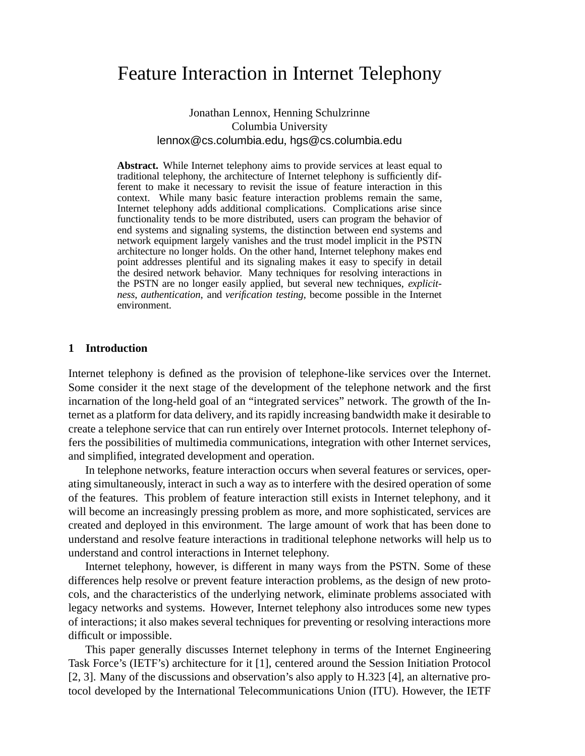# Feature Interaction in Internet Telephony

Jonathan Lennox, Henning Schulzrinne
Columbia University
lennox@cs.columbia.edu, hgs@cs.columbia.edu

**Abstract.** While Internet telephony aims to provide services at least equal to traditional telephony, the architecture of Internet telephony is sufficiently different to make it necessary to revisit the issue of feature interaction in this context. While many basic feature interaction problems remain the same, Internet telephony adds additional complications. Complications arise since functionality tends to be more distributed, users can program the behavior of end systems and signaling systems, the distinction between end systems and network equipment largely vanishes and the trust model implicit in the PSTN architecture no longer holds. On the other hand, Internet telephony makes end point addresses plentiful and its signaling makes it easy to specify in detail the desired network behavior. Many techniques for resolving interactions in the PSTN are no longer easily applied, but several new techniques, *explicitness*, *authentication*, and *verification testing*, become possible in the Internet environment.

## 1 Introduction

Internet telephony is defined as the provision of telephone-like services over the Internet. Some consider it the next stage of the development of the telephone network and the first incarnation of the long-held goal of an "integrated services" network. The growth of the Internet as a platform for data delivery, and its rapidly increasing bandwidth make it desirable to create a telephone service that can run entirely over Internet protocols. Internet telephony offers the possibilities of multimedia communications, integration with other Internet services, and simplified, integrated development and operation.

In telephone networks, feature interaction occurs when several features or services, operating simultaneously, interact in such a way as to interfere with the desired operation of some of the features. This problem of feature interaction still exists in Internet telephony, and it will become an increasingly pressing problem as more, and more sophisticated, services are created and deployed in this environment. The large amount of work that has been done to understand and resolve feature interactions in traditional telephone networks will help us to understand and control interactions in Internet telephony.

Internet telephony, however, is different in many ways from the PSTN. Some of these differences help resolve or prevent feature interaction problems, as the design of new protocols, and the characteristics of the underlying network, eliminate problems associated with legacy networks and systems. However, Internet telephony also introduces some new types of interactions; it also makes several techniques for preventing or resolving interactions more difficult or impossible.

This paper generally discusses Internet telephony in terms of the Internet Engineering Task Force's (IETF's) architecture for it [1], centered around the Session Initiation Protocol [2, 3]. Many of the discussions and observation's also apply to H.323 [4], an alternative protocol developed by the International Telecommunications Union (ITU). However, the IETF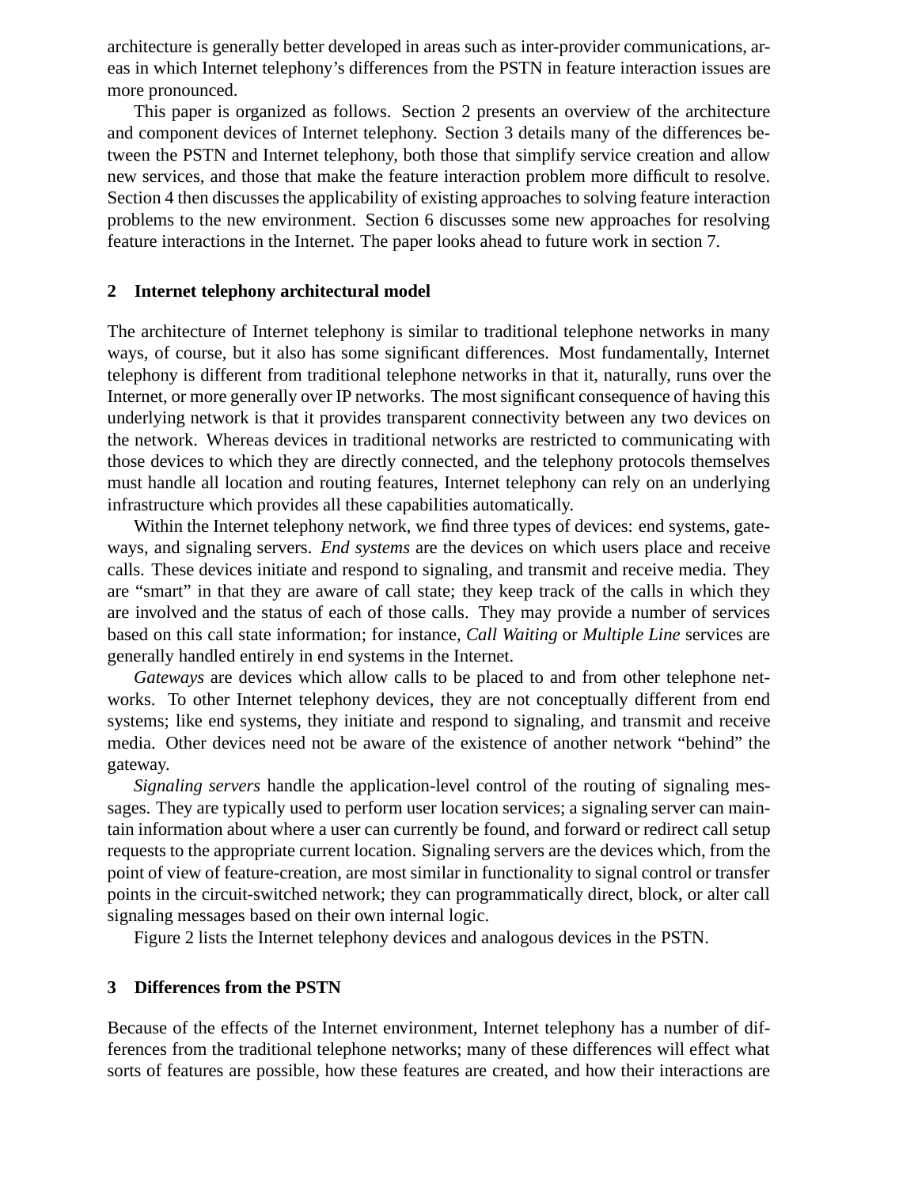architecture is generally better developed in areas such as inter-provider communications, areas in which Internet telephony's differences from the PSTN in feature interaction issues are more pronounced.

This paper is organized as follows. Section 2 presents an overview of the architecture and component devices of Internet telephony. Section 3 details many of the differences between the PSTN and Internet telephony, both those that simplify service creation and allow new services, and those that make the feature interaction problem more difficult to resolve. Section 4 then discusses the applicability of existing approaches to solving feature interaction problems to the new environment. Section 6 discusses some new approaches for resolving feature interactions in the Internet. The paper looks ahead to future work in section 7.

## 2 Internet telephony architectural model

The architecture of Internet telephony is similar to traditional telephone networks in many ways, of course, but it also has some significant differences. Most fundamentally, Internet telephony is different from traditional telephone networks in that it, naturally, runs over the Internet, or more generally over IP networks. The most significant consequence of having this underlying network is that it provides transparent connectivity between any two devices on the network. Whereas devices in traditional networks are restricted to communicating with those devices to which they are directly connected, and the telephony protocols themselves must handle all location and routing features, Internet telephony can rely on an underlying infrastructure which provides all these capabilities automatically.

Within the Internet telephony network, we find three types of devices: end systems, gateways, and signaling servers. *End systems* are the devices on which users place and receive calls. These devices initiate and respond to signaling, and transmit and receive media. They are "smart" in that they are aware of call state; they keep track of the calls in which they are involved and the status of each of those calls. They may provide a number of services based on this call state information; for instance, *Call Waiting* or *Multiple Line* services are generally handled entirely in end systems in the Internet.

*Gateways* are devices which allow calls to be placed to and from other telephone networks. To other Internet telephony devices, they are not conceptually different from end systems; like end systems, they initiate and respond to signaling, and transmit and receive media. Other devices need not be aware of the existence of another network "behind" the gateway.

*Signaling servers* handle the application-level control of the routing of signaling messages. They are typically used to perform user location services; a signaling server can maintain information about where a user can currently be found, and forward or redirect call setup requests to the appropriate current location. Signaling servers are the devices which, from the point of view of feature-creation, are most similar in functionality to signal control or transfer points in the circuit-switched network; they can programmatically direct, block, or alter call signaling messages based on their own internal logic.

Figure 2 lists the Internet telephony devices and analogous devices in the PSTN.

## 3 Differences from the PSTN

Because of the effects of the Internet environment, Internet telephony has a number of differences from the traditional telephone networks; many of these differences will effect what sorts of features are possible, how these features are created, and how their interactions are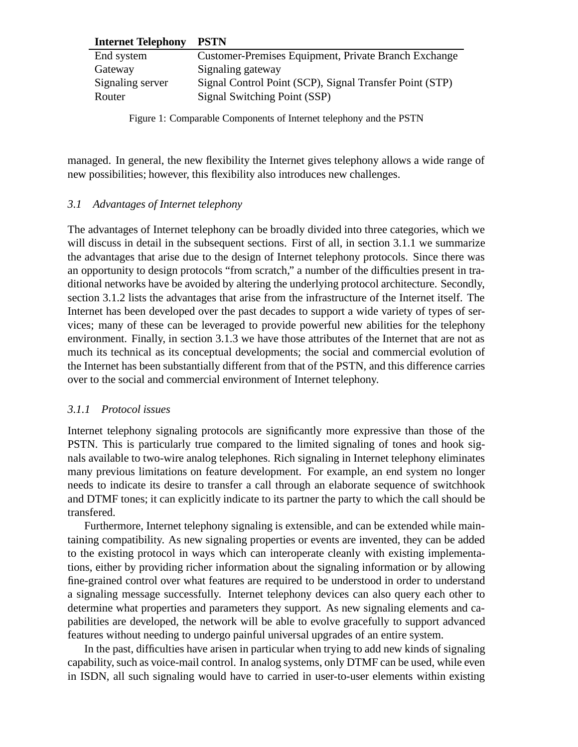| Internet Telephony | PSTN |
|---|---|
| End system | Customer-Premises Equipment, Private Branch Exchange |
| Gateway | Signaling gateway |
| Signaling server | Signal Control Point (SCP), Signal Transfer Point (STP) |
| Router | Signal Switching Point (SSP) |

Figure 1: Comparable Components of Internet telephony and the PSTN

managed. In general, the new flexibility the Internet gives telephony allows a wide range of new possibilities; however, this flexibility also introduces new challenges.

### *3.1 Advantages of Internet telephony*

The advantages of Internet telephony can be broadly divided into three categories, which we will discuss in detail in the subsequent sections. First of all, in section 3.1.1 we summarize the advantages that arise due to the design of Internet telephony protocols. Since there was an opportunity to design protocols "from scratch," a number of the difficulties present in traditional networks have be avoided by altering the underlying protocol architecture. Secondly, section 3.1.2 lists the advantages that arise from the infrastructure of the Internet itself. The Internet has been developed over the past decades to support a wide variety of types of services; many of these can be leveraged to provide powerful new abilities for the telephony environment. Finally, in section 3.1.3 we have those attributes of the Internet that are not as much its technical as its conceptual developments; the social and commercial evolution of the Internet has been substantially different from that of the PSTN, and this difference carries over to the social and commercial environment of Internet telephony.

#### *3.1.1 Protocol issues*

Internet telephony signaling protocols are significantly more expressive than those of the PSTN. This is particularly true compared to the limited signaling of tones and hook signals available to two-wire analog telephones. Rich signaling in Internet telephony eliminates many previous limitations on feature development. For example, an end system no longer needs to indicate its desire to transfer a call through an elaborate sequence of switchhook and DTMF tones; it can explicitly indicate to its partner the party to which the call should be transfered.

Furthermore, Internet telephony signaling is extensible, and can be extended while maintaining compatibility. As new signaling properties or events are invented, they can be added to the existing protocol in ways which can interoperate cleanly with existing implementations, either by providing richer information about the signaling information or by allowing fine-grained control over what features are required to be understood in order to understand a signaling message successfully. Internet telephony devices can also query each other to determine what properties and parameters they support. As new signaling elements and capabilities are developed, the network will be able to evolve gracefully to support advanced features without needing to undergo painful universal upgrades of an entire system.

In the past, difficulties have arisen in particular when trying to add new kinds of signaling capability, such as voice-mail control. In analog systems, only DTMF can be used, while even in ISDN, all such signaling would have to carried in user-to-user elements within existing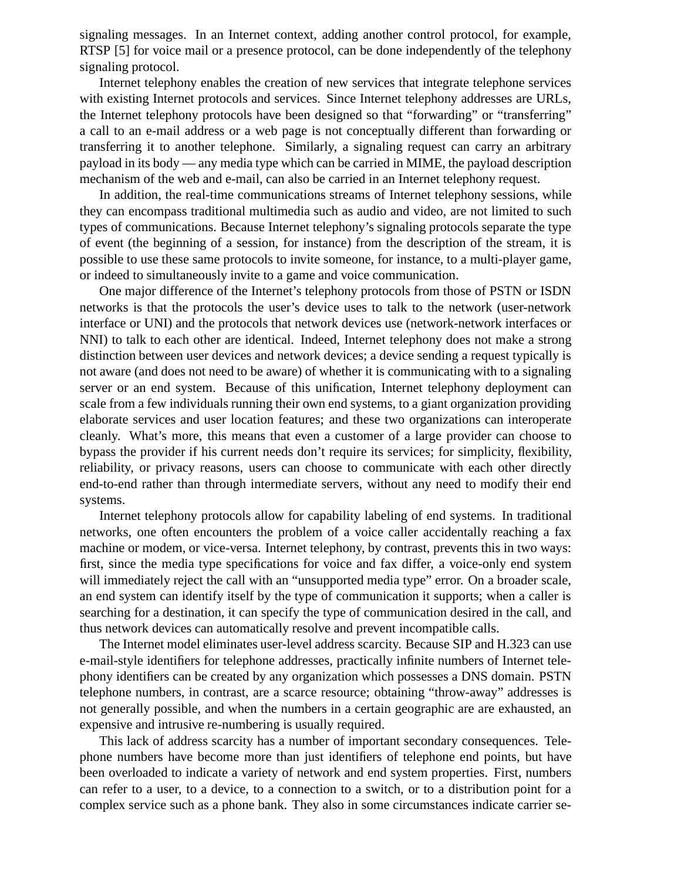signaling messages. In an Internet context, adding another control protocol, for example, RTSP [5] for voice mail or a presence protocol, can be done independently of the telephony signaling protocol.

Internet telephony enables the creation of new services that integrate telephone services with existing Internet protocols and services. Since Internet telephony addresses are URLs, the Internet telephony protocols have been designed so that "forwarding" or "transferring" a call to an e-mail address or a web page is not conceptually different than forwarding or transferring it to another telephone. Similarly, a signaling request can carry an arbitrary payload in its body — any media type which can be carried in MIME, the payload description mechanism of the web and e-mail, can also be carried in an Internet telephony request.

In addition, the real-time communications streams of Internet telephony sessions, while they can encompass traditional multimedia such as audio and video, are not limited to such types of communications. Because Internet telephony's signaling protocols separate the type of event (the beginning of a session, for instance) from the description of the stream, it is possible to use these same protocols to invite someone, for instance, to a multi-player game, or indeed to simultaneously invite to a game and voice communication.

One major difference of the Internet's telephony protocols from those of PSTN or ISDN networks is that the protocols the user's device uses to talk to the network (user-network interface or UNI) and the protocols that network devices use (network-network interfaces or NNI) to talk to each other are identical. Indeed, Internet telephony does not make a strong distinction between user devices and network devices; a device sending a request typically is not aware (and does not need to be aware) of whether it is communicating with to a signaling server or an end system. Because of this unification, Internet telephony deployment can scale from a few individuals running their own end systems, to a giant organization providing elaborate services and user location features; and these two organizations can interoperate cleanly. What's more, this means that even a customer of a large provider can choose to bypass the provider if his current needs don't require its services; for simplicity, flexibility, reliability, or privacy reasons, users can choose to communicate with each other directly end-to-end rather than through intermediate servers, without any need to modify their end systems.

Internet telephony protocols allow for capability labeling of end systems. In traditional networks, one often encounters the problem of a voice caller accidentally reaching a fax machine or modem, or vice-versa. Internet telephony, by contrast, prevents this in two ways: first, since the media type specifications for voice and fax differ, a voice-only end system will immediately reject the call with an "unsupported media type" error. On a broader scale, an end system can identify itself by the type of communication it supports; when a caller is searching for a destination, it can specify the type of communication desired in the call, and thus network devices can automatically resolve and prevent incompatible calls.

The Internet model eliminates user-level address scarcity. Because SIP and H.323 can use e-mail-style identifiers for telephone addresses, practically infinite numbers of Internet telephony identifiers can be created by any organization which possesses a DNS domain. PSTN telephone numbers, in contrast, are a scarce resource; obtaining "throw-away" addresses is not generally possible, and when the numbers in a certain geographic are are exhausted, an expensive and intrusive re-numbering is usually required.

This lack of address scarcity has a number of important secondary consequences. Telephone numbers have become more than just identifiers of telephone end points, but have been overloaded to indicate a variety of network and end system properties. First, numbers can refer to a user, to a device, to a connection to a switch, or to a distribution point for a complex service such as a phone bank. They also in some circumstances indicate carrier se-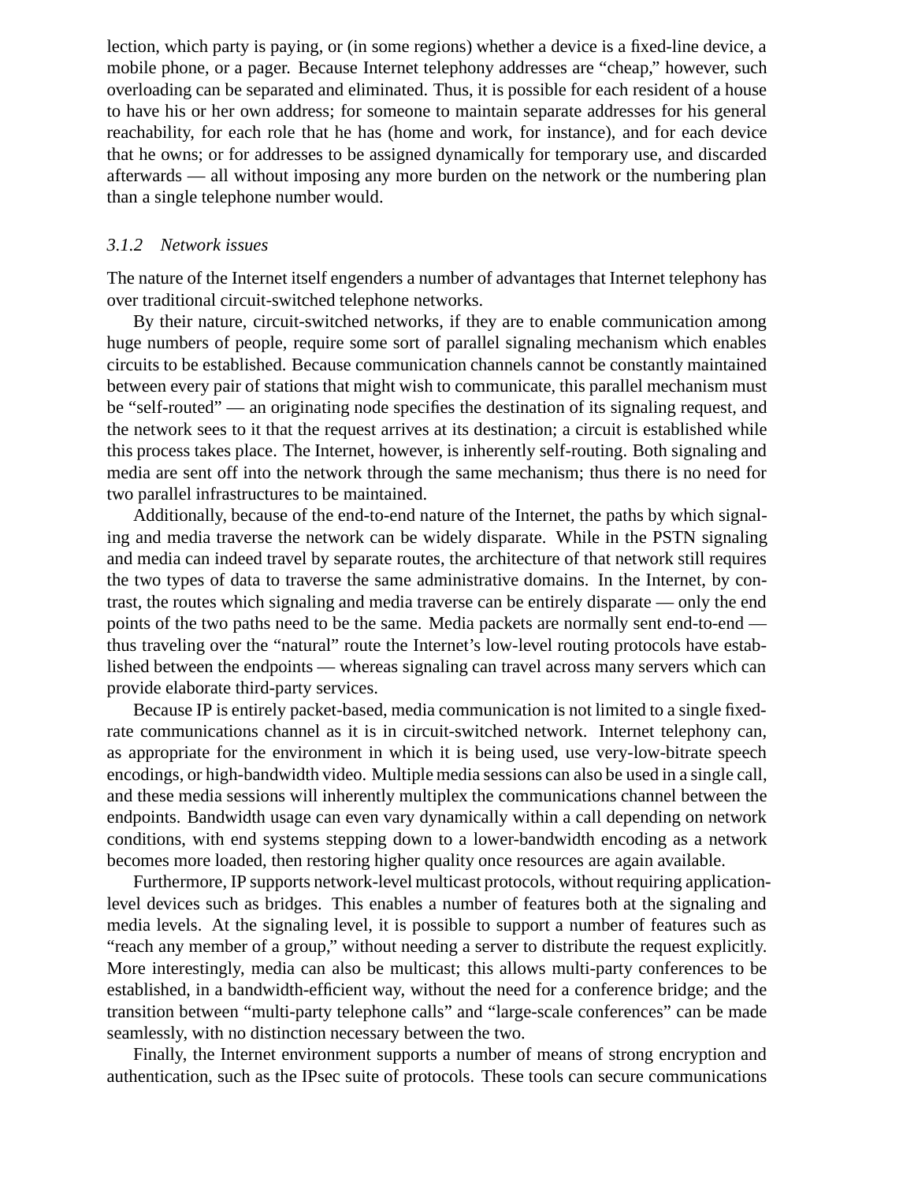lection, which party is paying, or (in some regions) whether a device is a fixed-line device, a mobile phone, or a pager. Because Internet telephony addresses are "cheap," however, such overloading can be separated and eliminated. Thus, it is possible for each resident of a house to have his or her own address; for someone to maintain separate addresses for his general reachability, for each role that he has (home and work, for instance), and for each device that he owns; or for addresses to be assigned dynamically for temporary use, and discarded afterwards — all without imposing any more burden on the network or the numbering plan than a single telephone number would.

### *3.1.2 Network issues*

The nature of the Internet itself engenders a number of advantages that Internet telephony has over traditional circuit-switched telephone networks.

By their nature, circuit-switched networks, if they are to enable communication among huge numbers of people, require some sort of parallel signaling mechanism which enables circuits to be established. Because communication channels cannot be constantly maintained between every pair of stations that might wish to communicate, this parallel mechanism must be "self-routed" — an originating node specifies the destination of its signaling request, and the network sees to it that the request arrives at its destination; a circuit is established while this process takes place. The Internet, however, is inherently self-routing. Both signaling and media are sent off into the network through the same mechanism; thus there is no need for two parallel infrastructures to be maintained.

Additionally, because of the end-to-end nature of the Internet, the paths by which signaling and media traverse the network can be widely disparate. While in the PSTN signaling and media can indeed travel by separate routes, the architecture of that network still requires the two types of data to traverse the same administrative domains. In the Internet, by contrast, the routes which signaling and media traverse can be entirely disparate — only the end points of the two paths need to be the same. Media packets are normally sent end-to-end — thus traveling over the "natural" route the Internet's low-level routing protocols have established between the endpoints — whereas signaling can travel across many servers which can provide elaborate third-party services.

Because IP is entirely packet-based, media communication is not limited to a single fixed-rate communications channel as it is in circuit-switched network. Internet telephony can, as appropriate for the environment in which it is being used, use very-low-bitrate speech encodings, or high-bandwidth video. Multiple media sessions can also be used in a single call, and these media sessions will inherently multiplex the communications channel between the endpoints. Bandwidth usage can even vary dynamically within a call depending on network conditions, with end systems stepping down to a lower-bandwidth encoding as a network becomes more loaded, then restoring higher quality once resources are again available.

Furthermore, IP supports network-level multicast protocols, without requiring application-level devices such as bridges. This enables a number of features both at the signaling and media levels. At the signaling level, it is possible to support a number of features such as "reach any member of a group," without needing a server to distribute the request explicitly. More interestingly, media can also be multicast; this allows multi-party conferences to be established, in a bandwidth-efficient way, without the need for a conference bridge; and the transition between "multi-party telephone calls" and "large-scale conferences" can be made seamlessly, with no distinction necessary between the two.

Finally, the Internet environment supports a number of means of strong encryption and authentication, such as the IPsec suite of protocols. These tools can secure communications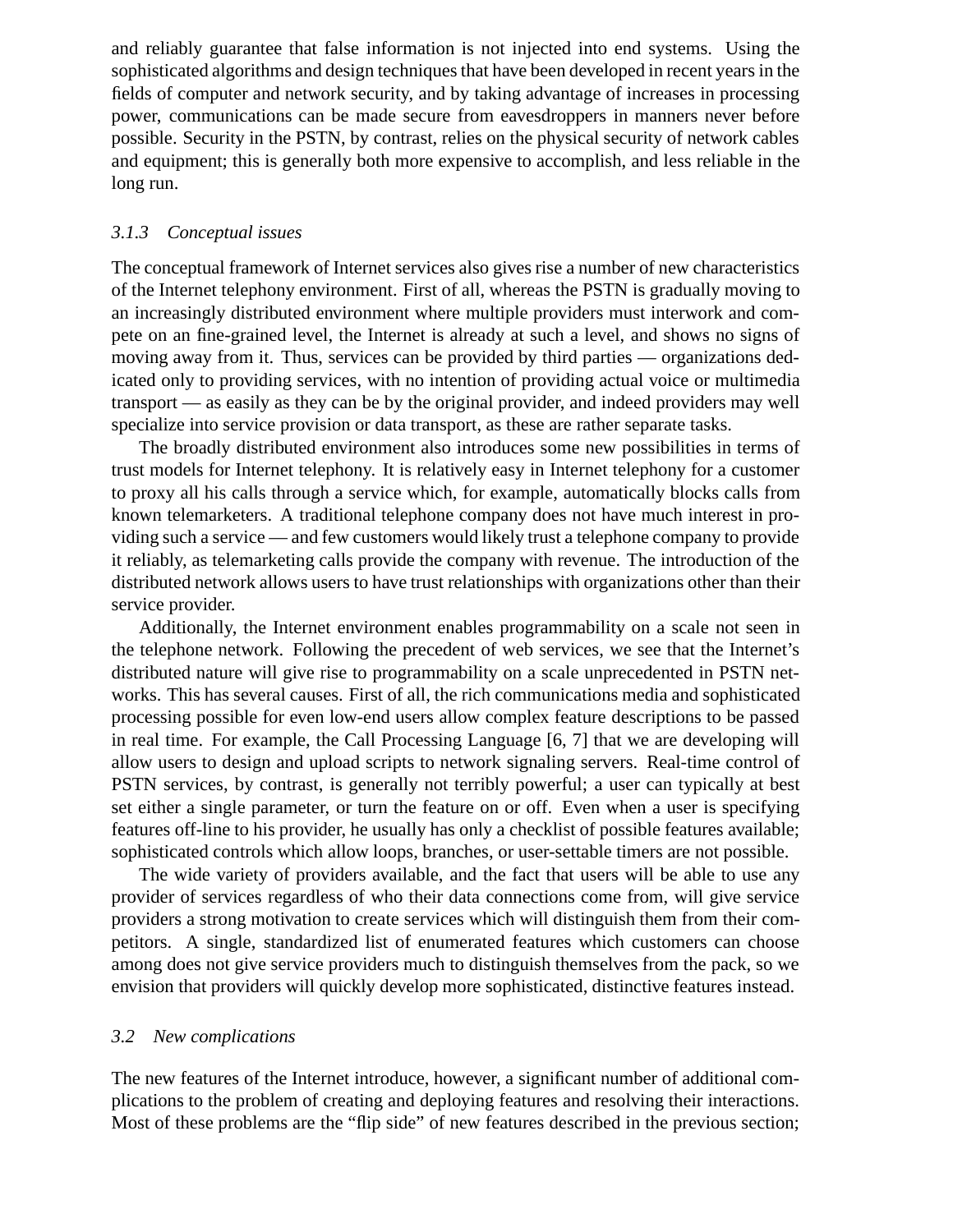and reliably guarantee that false information is not injected into end systems. Using the sophisticated algorithms and design techniques that have been developed in recent years in the fields of computer and network security, and by taking advantage of increases in processing power, communications can be made secure from eavesdroppers in manners never before possible. Security in the PSTN, by contrast, relies on the physical security of network cables and equipment; this is generally both more expensive to accomplish, and less reliable in the long run.

### *3.1.3 Conceptual issues*

The conceptual framework of Internet services also gives rise a number of new characteristics of the Internet telephony environment. First of all, whereas the PSTN is gradually moving to an increasingly distributed environment where multiple providers must interwork and compete on an fine-grained level, the Internet is already at such a level, and shows no signs of moving away from it. Thus, services can be provided by third parties — organizations dedicated only to providing services, with no intention of providing actual voice or multimedia transport — as easily as they can be by the original provider, and indeed providers may well specialize into service provision or data transport, as these are rather separate tasks.

The broadly distributed environment also introduces some new possibilities in terms of trust models for Internet telephony. It is relatively easy in Internet telephony for a customer to proxy all his calls through a service which, for example, automatically blocks calls from known telemarketers. A traditional telephone company does not have much interest in providing such a service — and few customers would likely trust a telephone company to provide it reliably, as telemarketing calls provide the company with revenue. The introduction of the distributed network allows users to have trust relationships with organizations other than their service provider.

Additionally, the Internet environment enables programmability on a scale not seen in the telephone network. Following the precedent of web services, we see that the Internet's distributed nature will give rise to programmability on a scale unprecedented in PSTN networks. This has several causes. First of all, the rich communications media and sophisticated processing possible for even low-end users allow complex feature descriptions to be passed in real time. For example, the Call Processing Language [6, 7] that we are developing will allow users to design and upload scripts to network signaling servers. Real-time control of PSTN services, by contrast, is generally not terribly powerful; a user can typically at best set either a single parameter, or turn the feature on or off. Even when a user is specifying features off-line to his provider, he usually has only a checklist of possible features available; sophisticated controls which allow loops, branches, or user-settable timers are not possible.

The wide variety of providers available, and the fact that users will be able to use any provider of services regardless of who their data connections come from, will give service providers a strong motivation to create services which will distinguish them from their competitors. A single, standardized list of enumerated features which customers can choose among does not give service providers much to distinguish themselves from the pack, so we envision that providers will quickly develop more sophisticated, distinctive features instead.

## *3.2 New complications*

The new features of the Internet introduce, however, a significant number of additional complications to the problem of creating and deploying features and resolving their interactions. Most of these problems are the "flip side" of new features described in the previous section;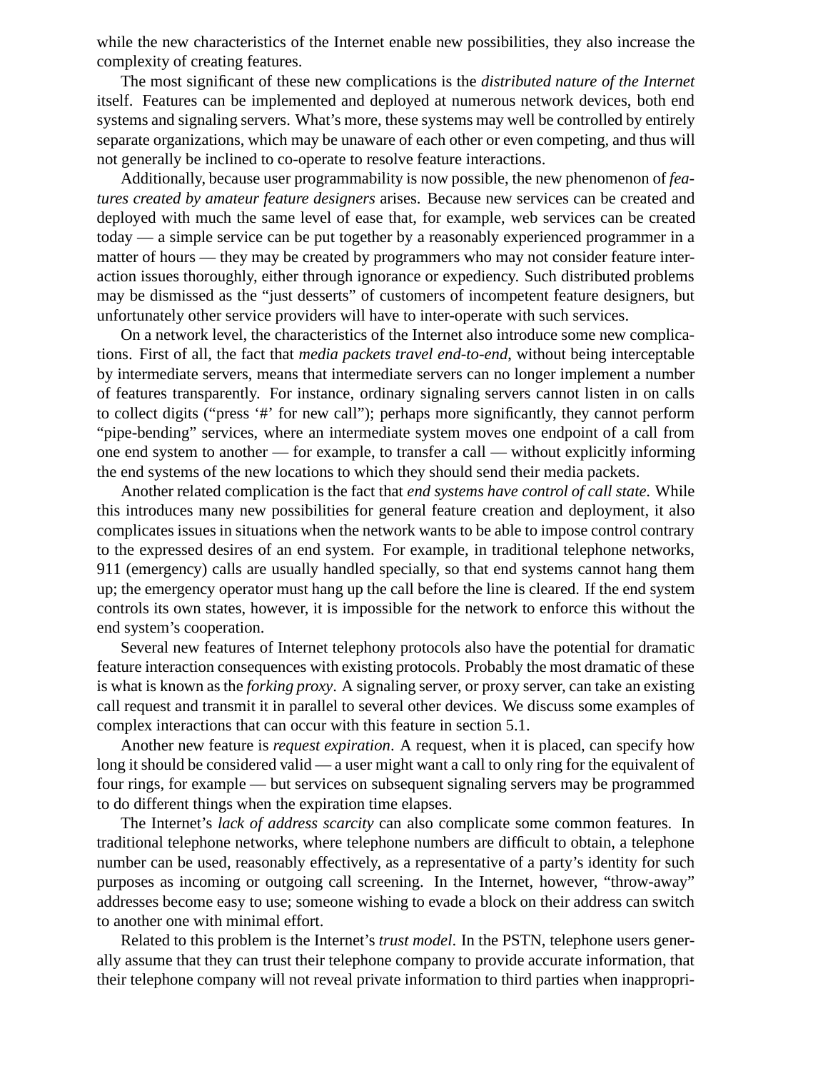while the new characteristics of the Internet enable new possibilities, they also increase the complexity of creating features.

The most significant of these new complications is the *distributed nature of the Internet* itself. Features can be implemented and deployed at numerous network devices, both end systems and signaling servers. What's more, these systems may well be controlled by entirely separate organizations, which may be unaware of each other or even competing, and thus will not generally be inclined to co-operate to resolve feature interactions.

Additionally, because user programmability is now possible, the new phenomenon of *features created by amateur feature designers* arises. Because new services can be created and deployed with much the same level of ease that, for example, web services can be created today — a simple service can be put together by a reasonably experienced programmer in a matter of hours — they may be created by programmers who may not consider feature interaction issues thoroughly, either through ignorance or expediency. Such distributed problems may be dismissed as the "just desserts" of customers of incompetent feature designers, but unfortunately other service providers will have to inter-operate with such services.

On a network level, the characteristics of the Internet also introduce some new complications. First of all, the fact that *media packets travel end-to-end*, without being interceptable by intermediate servers, means that intermediate servers can no longer implement a number of features transparently. For instance, ordinary signaling servers cannot listen in on calls to collect digits ("press '#' for new call"); perhaps more significantly, they cannot perform "pipe-bending" services, where an intermediate system moves one endpoint of a call from one end system to another — for example, to transfer a call — without explicitly informing the end systems of the new locations to which they should send their media packets.

Another related complication is the fact that *end systems have control of call state.* While this introduces many new possibilities for general feature creation and deployment, it also complicates issues in situations when the network wants to be able to impose control contrary to the expressed desires of an end system. For example, in traditional telephone networks, 911 (emergency) calls are usually handled specially, so that end systems cannot hang them up; the emergency operator must hang up the call before the line is cleared. If the end system controls its own states, however, it is impossible for the network to enforce this without the end system's cooperation.

Several new features of Internet telephony protocols also have the potential for dramatic feature interaction consequences with existing protocols. Probably the most dramatic of these is what is known as the *forking proxy*. A signaling server, or proxy server, can take an existing call request and transmit it in parallel to several other devices. We discuss some examples of complex interactions that can occur with this feature in section 5.1.

Another new feature is *request expiration*. A request, when it is placed, can specify how long it should be considered valid — a user might want a call to only ring for the equivalent of four rings, for example — but services on subsequent signaling servers may be programmed to do different things when the expiration time elapses.

The Internet's *lack of address scarcity* can also complicate some common features. In traditional telephone networks, where telephone numbers are difficult to obtain, a telephone number can be used, reasonably effectively, as a representative of a party's identity for such purposes as incoming or outgoing call screening. In the Internet, however, "throw-away" addresses become easy to use; someone wishing to evade a block on their address can switch to another one with minimal effort.

Related to this problem is the Internet's *trust model*. In the PSTN, telephone users generally assume that they can trust their telephone company to provide accurate information, that their telephone company will not reveal private information to third parties when inappropri-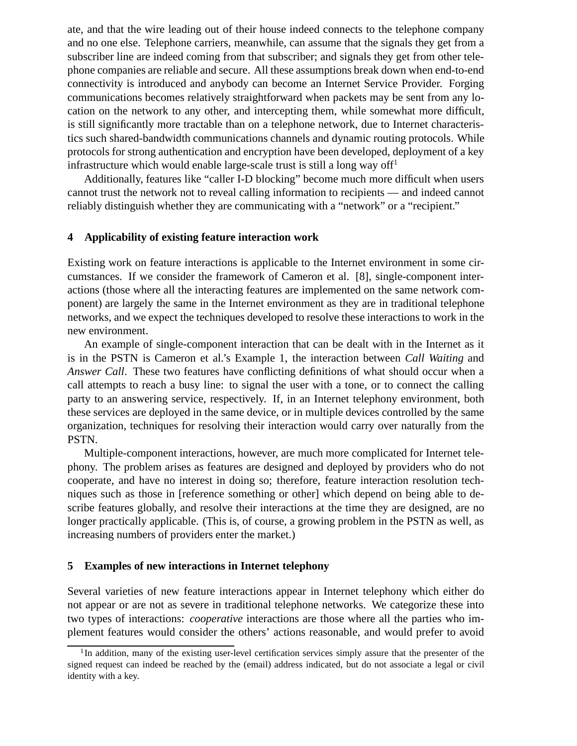ate, and that the wire leading out of their house indeed connects to the telephone company and no one else. Telephone carriers, meanwhile, can assume that the signals they get from a subscriber line are indeed coming from that subscriber; and signals they get from other telephone companies are reliable and secure. All these assumptions break down when end-to-end connectivity is introduced and anybody can become an Internet Service Provider. Forging communications becomes relatively straightforward when packets may be sent from any location on the network to any other, and intercepting them, while somewhat more difficult, is still significantly more tractable than on a telephone network, due to Internet characteristics such shared-bandwidth communications channels and dynamic routing protocols. While protocols for strong authentication and encryption have been developed, deployment of a key infrastructure which would enable large-scale trust is still a long way off[1]

Additionally, features like "caller I-D blocking" become much more difficult when users cannot trust the network not to reveal calling information to recipients — and indeed cannot reliably distinguish whether they are communicating with a "network" or a "recipient."

## 4 Applicability of existing feature interaction work

Existing work on feature interactions is applicable to the Internet environment in some circumstances. If we consider the framework of Cameron et al. [8], single-component interactions (those where all the interacting features are implemented on the same network component) are largely the same in the Internet environment as they are in traditional telephone networks, and we expect the techniques developed to resolve these interactions to work in the new environment.

An example of single-component interaction that can be dealt with in the Internet as it is in the PSTN is Cameron et al.'s Example 1, the interaction between *Call Waiting* and *Answer Call*. These two features have conflicting definitions of what should occur when a call attempts to reach a busy line: to signal the user with a tone, or to connect the calling party to an answering service, respectively. If, in an Internet telephony environment, both these services are deployed in the same device, or in multiple devices controlled by the same organization, techniques for resolving their interaction would carry over naturally from the PSTN.

Multiple-component interactions, however, are much more complicated for Internet telephony. The problem arises as features are designed and deployed by providers who do not cooperate, and have no interest in doing so; therefore, feature interaction resolution techniques such as those in [reference something or other] which depend on being able to describe features globally, and resolve their interactions at the time they are designed, are no longer practically applicable. (This is, of course, a growing problem in the PSTN as well, as increasing numbers of providers enter the market.)

## 5 Examples of new interactions in Internet telephony

Several varieties of new feature interactions appear in Internet telephony which either do not appear or are not as severe in traditional telephone networks. We categorize these into two types of interactions: *cooperative* interactions are those where all the parties who implement features would consider the others' actions reasonable, and would prefer to avoid

[1] In addition, many of the existing user-level certification services simply assure that the presenter of the signed request can indeed be reached by the (email) address indicated, but do not associate a legal or civil identity with a key.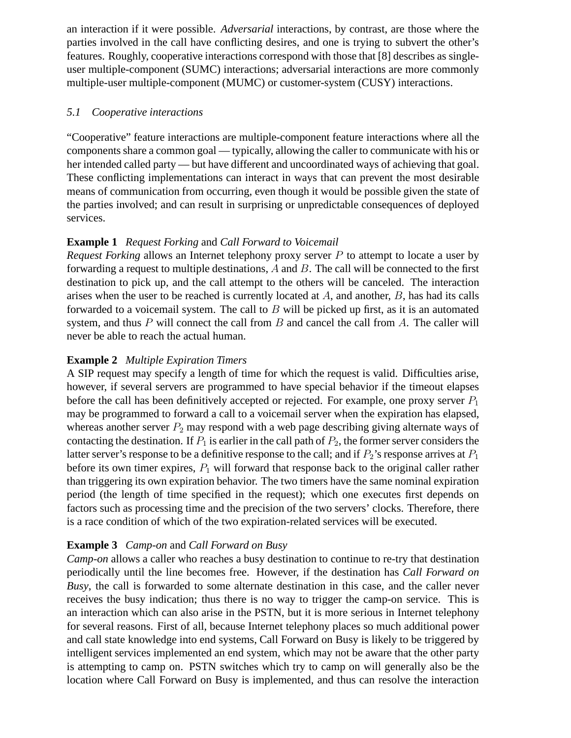an interaction if it were possible. *Adversarial* interactions, by contrast, are those where the parties involved in the call have conflicting desires, and one is trying to subvert the other's features. Roughly, cooperative interactions correspond with those that [8] describes as single-user multiple-component (SUMC) interactions; adversarial interactions are more commonly multiple-user multiple-component (MUMC) or customer-system (CUSY) interactions.

### *5.1 Cooperative interactions*

"Cooperative" feature interactions are multiple-component feature interactions where all the components share a common goal — typically, allowing the caller to communicate with his or her intended called party — but have different and uncoordinated ways of achieving that goal. These conflicting implementations can interact in ways that can prevent the most desirable means of communication from occurring, even though it would be possible given the state of the parties involved; and can result in surprising or unpredictable consequences of deployed services.

**Example 1** *Request Forking* and *Call Forward to Voicemail*
*Request Forking* allows an Internet telephony proxy server $P$ to attempt to locate a user by forwarding a request to multiple destinations, $A$ and $B$. The call will be connected to the first destination to pick up, and the call attempt to the others will be canceled. The interaction arises when the user to be reached is currently located at $A$, and another, $B$, has had its calls forwarded to a voicemail system. The call to $B$ will be picked up first, as it is an automated system, and thus $P$ will connect the call from $B$ and cancel the call from $A$. The caller will never be able to reach the actual human.

**Example 2** *Multiple Expiration Timers*
A SIP request may specify a length of time for which the request is valid. Difficulties arise, however, if several servers are programmed to have special behavior if the timeout elapses before the call has been definitively accepted or rejected. For example, one proxy server $P_1$ may be programmed to forward a call to a voicemail server when the expiration has elapsed, whereas another server $P_2$ may respond with a web page describing giving alternate ways of contacting the destination. If $P_1$ is earlier in the call path of $P_2$, the former server considers the latter server's response to be a definitive response to the call; and if $P_2$'s response arrives at $P_1$ before its own timer expires, $P_1$ will forward that response back to the original caller rather than triggering its own expiration behavior. The two timers have the same nominal expiration period (the length of time specified in the request); which one executes first depends on factors such as processing time and the precision of the two servers' clocks. Therefore, there is a race condition of which of the two expiration-related services will be executed.

**Example 3** *Camp-on* and *Call Forward on Busy*
*Camp-on* allows a caller who reaches a busy destination to continue to re-try that destination periodically until the line becomes free. However, if the destination has *Call Forward on Busy*, the call is forwarded to some alternate destination in this case, and the caller never receives the busy indication; thus there is no way to trigger the camp-on service. This is an interaction which can also arise in the PSTN, but it is more serious in Internet telephony for several reasons. First of all, because Internet telephony places so much additional power and call state knowledge into end systems, Call Forward on Busy is likely to be triggered by intelligent services implemented an end system, which may not be aware that the other party is attempting to camp on. PSTN switches which try to camp on will generally also be the location where Call Forward on Busy is implemented, and thus can resolve the interaction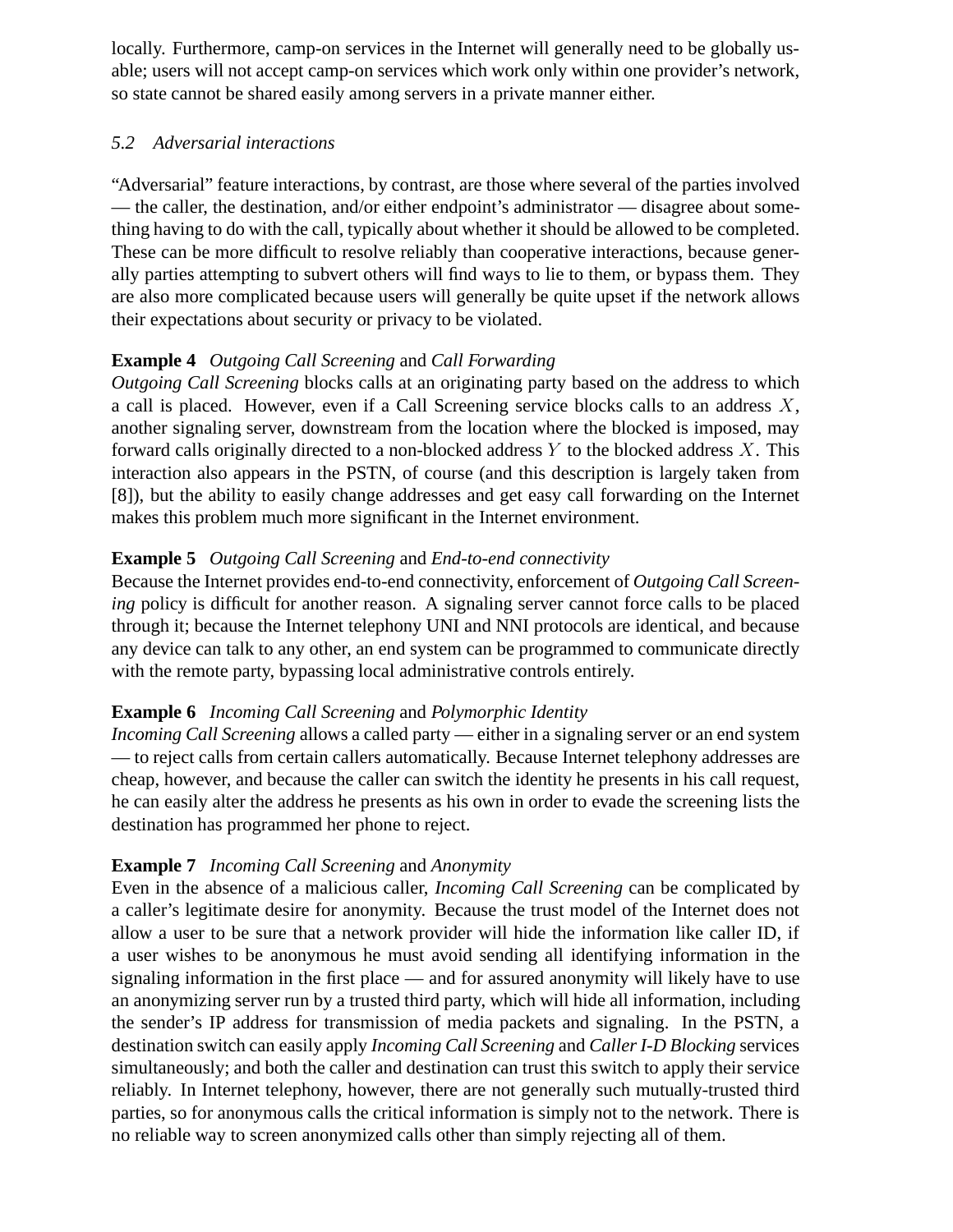locally. Furthermore, camp-on services in the Internet will generally need to be globally usable; users will not accept camp-on services which work only within one provider's network, so state cannot be shared easily among servers in a private manner either.

### *5.2 Adversarial interactions*

"Adversarial" feature interactions, by contrast, are those where several of the parties involved — the caller, the destination, and/or either endpoint's administrator — disagree about something having to do with the call, typically about whether it should be allowed to be completed. These can be more difficult to resolve reliably than cooperative interactions, because generally parties attempting to subvert others will find ways to lie to them, or bypass them. They are also more complicated because users will generally be quite upset if the network allows their expectations about security or privacy to be violated.

**Example 4** *Outgoing Call Screening* and *Call Forwarding*
*Outgoing Call Screening* blocks calls at an originating party based on the address to which a call is placed. However, even if a Call Screening service blocks calls to an address $X$, another signaling server, downstream from the location where the blocked is imposed, may forward calls originally directed to a non-blocked address $Y$ to the blocked address $X$. This interaction also appears in the PSTN, of course (and this description is largely taken from [8]), but the ability to easily change addresses and get easy call forwarding on the Internet makes this problem much more significant in the Internet environment.

**Example 5** *Outgoing Call Screening* and *End-to-end connectivity*
Because the Internet provides end-to-end connectivity, enforcement of *Outgoing Call Screening* policy is difficult for another reason. A signaling server cannot force calls to be placed through it; because the Internet telephony UNI and NNI protocols are identical, and because any device can talk to any other, an end system can be programmed to communicate directly with the remote party, bypassing local administrative controls entirely.

**Example 6** *Incoming Call Screening* and *Polymorphic Identity*
*Incoming Call Screening* allows a called party — either in a signaling server or an end system — to reject calls from certain callers automatically. Because Internet telephony addresses are cheap, however, and because the caller can switch the identity he presents in his call request, he can easily alter the address he presents as his own in order to evade the screening lists the destination has programmed her phone to reject.

**Example 7** *Incoming Call Screening* and *Anonymity*
Even in the absence of a malicious caller, *Incoming Call Screening* can be complicated by a caller's legitimate desire for anonymity. Because the trust model of the Internet does not allow a user to be sure that a network provider will hide the information like caller ID, if a user wishes to be anonymous he must avoid sending all identifying information in the signaling information in the first place — and for assured anonymity will likely have to use an anonymizing server run by a trusted third party, which will hide all information, including the sender's IP address for transmission of media packets and signaling. In the PSTN, a destination switch can easily apply *Incoming Call Screening* and *Caller I-D Blocking* services simultaneously; and both the caller and destination can trust this switch to apply their service reliably. In Internet telephony, however, there are not generally such mutually-trusted third parties, so for anonymous calls the critical information is simply not to the network. There is no reliable way to screen anonymized calls other than simply rejecting all of them.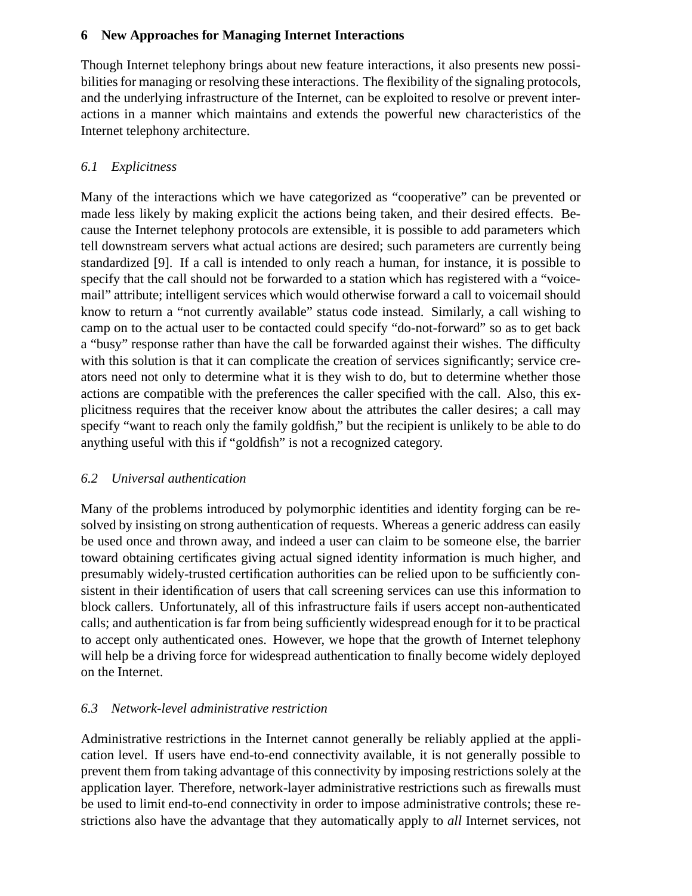## 6 New Approaches for Managing Internet Interactions

Though Internet telephony brings about new feature interactions, it also presents new possibilities for managing or resolving these interactions. The flexibility of the signaling protocols, and the underlying infrastructure of the Internet, can be exploited to resolve or prevent interactions in a manner which maintains and extends the powerful new characteristics of the Internet telephony architecture.

### *6.1 Explicitness*

Many of the interactions which we have categorized as "cooperative" can be prevented or made less likely by making explicit the actions being taken, and their desired effects. Because the Internet telephony protocols are extensible, it is possible to add parameters which tell downstream servers what actual actions are desired; such parameters are currently being standardized [9]. If a call is intended to only reach a human, for instance, it is possible to specify that the call should not be forwarded to a station which has registered with a "voicemail" attribute; intelligent services which would otherwise forward a call to voicemail should know to return a "not currently available" status code instead. Similarly, a call wishing to camp on to the actual user to be contacted could specify "do-not-forward" so as to get back a "busy" response rather than have the call be forwarded against their wishes. The difficulty with this solution is that it can complicate the creation of services significantly; service creators need not only to determine what it is they wish to do, but to determine whether those actions are compatible with the preferences the caller specified with the call. Also, this explicitness requires that the receiver know about the attributes the caller desires; a call may specify "want to reach only the family goldfish," but the recipient is unlikely to be able to do anything useful with this if "goldfish" is not a recognized category.

### *6.2 Universal authentication*

Many of the problems introduced by polymorphic identities and identity forging can be resolved by insisting on strong authentication of requests. Whereas a generic address can easily be used once and thrown away, and indeed a user can claim to be someone else, the barrier toward obtaining certificates giving actual signed identity information is much higher, and presumably widely-trusted certification authorities can be relied upon to be sufficiently consistent in their identification of users that call screening services can use this information to block callers. Unfortunately, all of this infrastructure fails if users accept non-authenticated calls; and authentication is far from being sufficiently widespread enough for it to be practical to accept only authenticated ones. However, we hope that the growth of Internet telephony will help be a driving force for widespread authentication to finally become widely deployed on the Internet.

### *6.3 Network-level administrative restriction*

Administrative restrictions in the Internet cannot generally be reliably applied at the application level. If users have end-to-end connectivity available, it is not generally possible to prevent them from taking advantage of this connectivity by imposing restrictions solely at the application layer. Therefore, network-layer administrative restrictions such as firewalls must be used to limit end-to-end connectivity in order to impose administrative controls; these restrictions also have the advantage that they automatically apply to *all* Internet services, not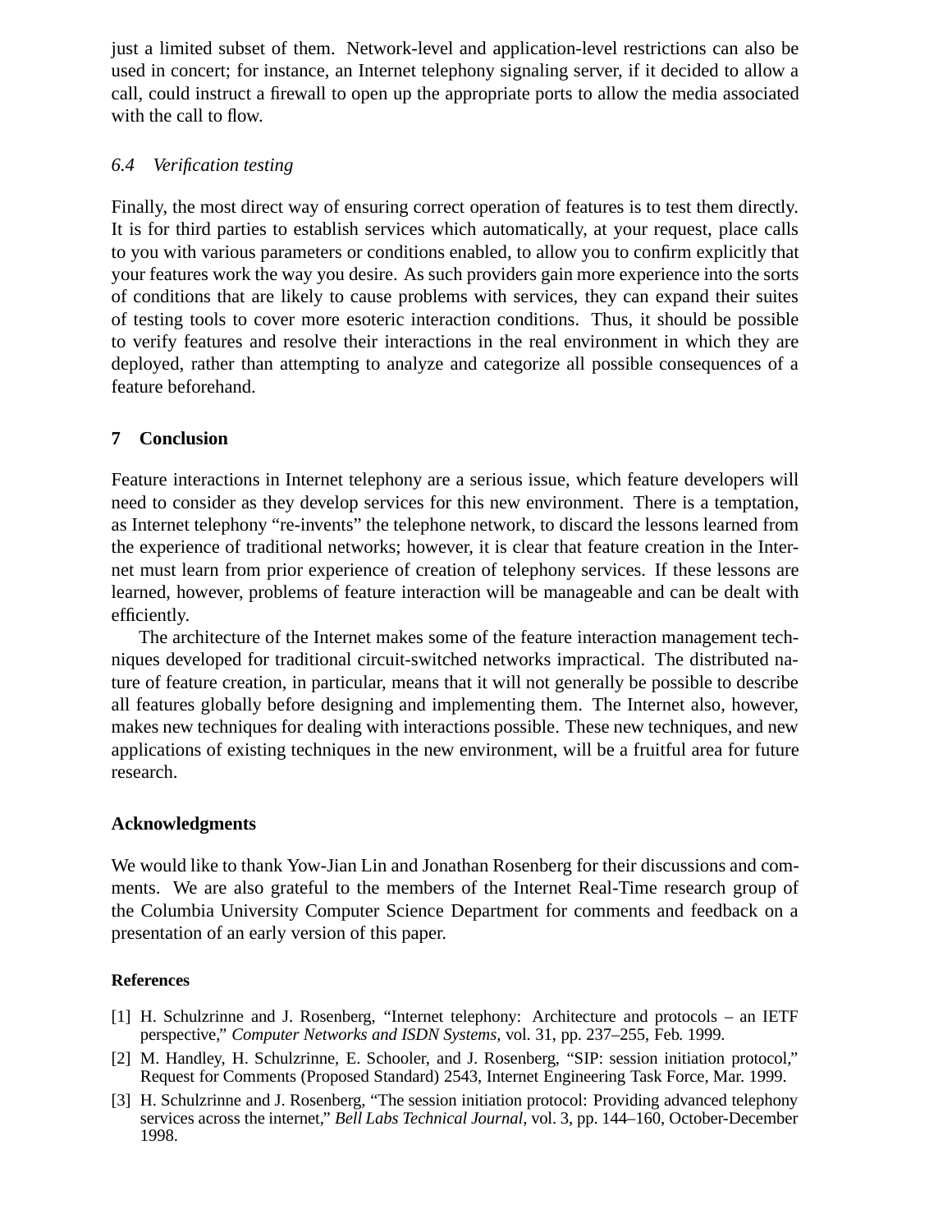just a limited subset of them. Network-level and application-level restrictions can also be used in concert; for instance, an Internet telephony signaling server, if it decided to allow a call, could instruct a firewall to open up the appropriate ports to allow the media associated with the call to flow.

### *6.4 Verification testing*

Finally, the most direct way of ensuring correct operation of features is to test them directly. It is for third parties to establish services which automatically, at your request, place calls to you with various parameters or conditions enabled, to allow you to confirm explicitly that your features work the way you desire. As such providers gain more experience into the sorts of conditions that are likely to cause problems with services, they can expand their suites of testing tools to cover more esoteric interaction conditions. Thus, it should be possible to verify features and resolve their interactions in the real environment in which they are deployed, rather than attempting to analyze and categorize all possible consequences of a feature beforehand.

## 7 Conclusion

Feature interactions in Internet telephony are a serious issue, which feature developers will need to consider as they develop services for this new environment. There is a temptation, as Internet telephony "re-invents" the telephone network, to discard the lessons learned from the experience of traditional networks; however, it is clear that feature creation in the Internet must learn from prior experience of creation of telephony services. If these lessons are learned, however, problems of feature interaction will be manageable and can be dealt with efficiently.

The architecture of the Internet makes some of the feature interaction management techniques developed for traditional circuit-switched networks impractical. The distributed nature of feature creation, in particular, means that it will not generally be possible to describe all features globally before designing and implementing them. The Internet also, however, makes new techniques for dealing with interactions possible. These new techniques, and new applications of existing techniques in the new environment, will be a fruitful area for future research.

## Acknowledgments

We would like to thank Yow-Jian Lin and Jonathan Rosenberg for their discussions and comments. We are also grateful to the members of the Internet Real-Time research group of the Columbia University Computer Science Department for comments and feedback on a presentation of an early version of this paper.

### References

[1] H. Schulzrinne and J. Rosenberg, "Internet telephony: Architecture and protocols – an IETF perspective," *Computer Networks and ISDN Systems*, vol. 31, pp. 237–255, Feb. 1999.

[2] M. Handley, H. Schulzrinne, E. Schooler, and J. Rosenberg, "SIP: session initiation protocol," Request for Comments (Proposed Standard) 2543, Internet Engineering Task Force, Mar. 1999.

[3] H. Schulzrinne and J. Rosenberg, "The session initiation protocol: Providing advanced telephony services across the internet," *Bell Labs Technical Journal*, vol. 3, pp. 144–160, October-December 1998.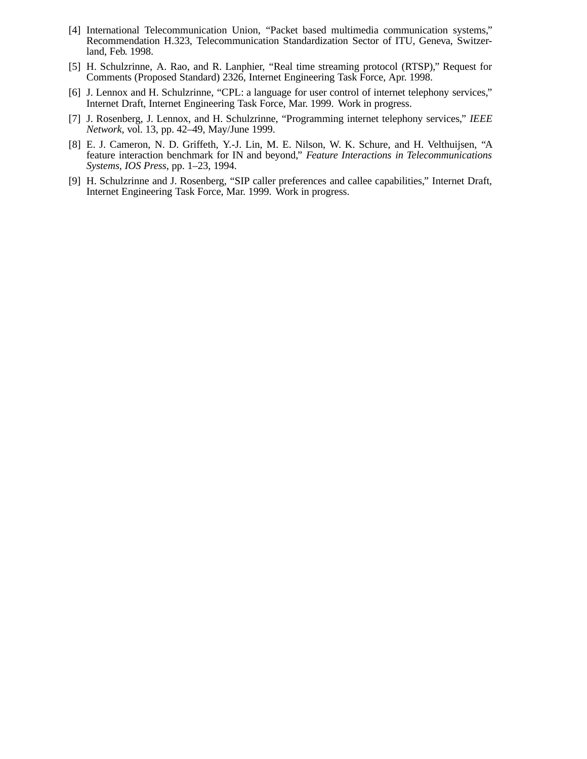[4] International Telecommunication Union, “Packet based multimedia communication systems,” Recommendation H.323, Telecommunication Standardization Sector of ITU, Geneva, Switzerland, Feb. 1998.

[5] H. Schulzrinne, A. Rao, and R. Lanphier, “Real time streaming protocol (RTSP),” Request for Comments (Proposed Standard) 2326, Internet Engineering Task Force, Apr. 1998.

[6] J. Lennox and H. Schulzrinne, “CPL: a language for user control of internet telephony services,” Internet Draft, Internet Engineering Task Force, Mar. 1999. Work in progress.

[7] J. Rosenberg, J. Lennox, and H. Schulzrinne, “Programming internet telephony services,” *IEEE Network*, vol. 13, pp. 42–49, May/June 1999.

[8] E. J. Cameron, N. D. Griffeth, Y.-J. Lin, M. E. Nilson, W. K. Schure, and H. Velthuijsen, “A feature interaction benchmark for IN and beyond,” *Feature Interactions in Telecommunications Systems, IOS Press*, pp. 1–23, 1994.

[9] H. Schulzrinne and J. Rosenberg, “SIP caller preferences and callee capabilities,” Internet Draft, Internet Engineering Task Force, Mar. 1999. Work in progress.